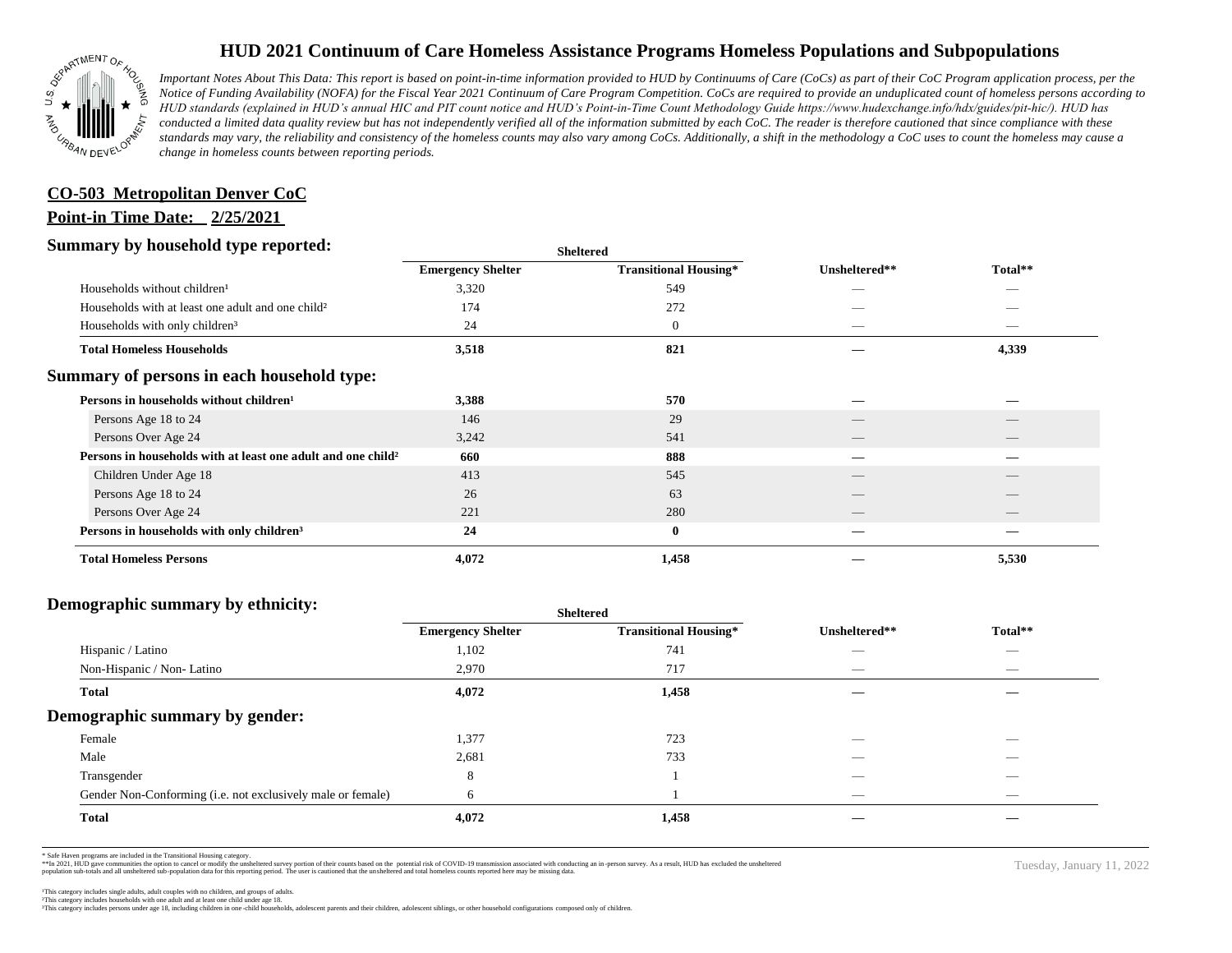# HUD 2021 Continuum of Care Homeless Assistance Programs Homeless Populations and Subpopulations

*Important Notes About This Data: This report is based on point-in-time information provided to HUD by Continuums of Care (CoCs) as part of their CoC Program application process, per the Notice of Funding Availability (NOFA) for the Fiscal Year 2021 Continuum of Care Program Competition. CoCs are required to provide an unduplicated count of homeless persons according to HUD standards (explained in HUD's annual HIC and PIT count notice and HUD's Point-in-Time Count Methodology Guide https://www.hudexchange.info/hdx/guides/pit-hic/). HUD has conducted a limited data quality review but has not independently verified all of the information submitted by each CoC. The reader is therefore cautioned that since compliance with these standards may vary, the reliability and consistency of the homeless counts may also vary among CoCs. Additionally, a shift in the methodology a CoC uses to count the homeless may cause a change in homeless counts between reporting periods.*

**CO-503 Metropolitan Denver CoC**

**Point-in Time Date: 2/25/2021**

## Summary by household type reported:

| | Sheltered | | | |
|---|---|---|---|---|
| | Emergency Shelter | Transitional Housing* | Unsheltered** | Total** |
| Households without children¹ | 3,320 | 549 | — | — |
| Households with at least one adult and one child² | 174 | 272 | — | — |
| Households with only children³ | 24 | 0 | — | — |
| **Total Homeless Households** | **3,518** | **821** | **—** | **4,339** |

## Summary of persons in each household type:

| | Emergency Shelter | Transitional Housing* | Unsheltered** | Total** |
|---|---|---|---|---|
| **Persons in households without children¹** | **3,388** | **570** | **—** | **—** |
| Persons Age 18 to 24 | 146 | 29 | — | — |
| Persons Over Age 24 | 3,242 | 541 | — | — |
| **Persons in households with at least one adult and one child²** | **660** | **888** | **—** | **—** |
| Children Under Age 18 | 413 | 545 | — | — |
| Persons Age 18 to 24 | 26 | 63 | — | — |
| Persons Over Age 24 | 221 | 280 | — | — |
| **Persons in households with only children³** | **24** | **0** | **—** | **—** |
| **Total Homeless Persons** | **4,072** | **1,458** | **—** | **5,530** |

## Demographic summary by ethnicity:

| | Sheltered | | | |
|---|---|---|---|---|
| | Emergency Shelter | Transitional Housing* | Unsheltered** | Total** |
| Hispanic / Latino | 1,102 | 741 | — | — |
| Non-Hispanic / Non- Latino | 2,970 | 717 | — | — |
| **Total** | **4,072** | **1,458** | **—** | **—** |

## Demographic summary by gender:

| | Emergency Shelter | Transitional Housing* | Unsheltered** | Total** |
|---|---|---|---|---|
| Female | 1,377 | 723 | — | — |
| Male | 2,681 | 733 | — | — |
| Transgender | 8 | 1 | — | — |
| Gender Non-Conforming (i.e. not exclusively male or female) | 6 | 1 | — | — |
| **Total** | **4,072** | **1,458** | **—** | **—** |

\* Safe Haven programs are included in the Transitional Housing category.

\*\*In 2021, HUD gave communities the option to cancel or modify the unsheltered survey portion of their counts based on the potential risk of COVID-19 transmission associated with conducting an in-person survey. As a result, HUD has excluded the unsheltered population sub-totals and all unsheltered sub-population data for this reporting period. The user is cautioned that the unsheltered and total homeless counts reported here may be missing data.

Tuesday, January 11, 2022

¹This category includes single adults, adult couples with no children, and groups of adults.
²This category includes households with one adult and at least one child under age 18.
³This category includes persons under age 18, including children in one -child households, adolescent parents and their children, adolescent siblings, or other household configurations composed only of children.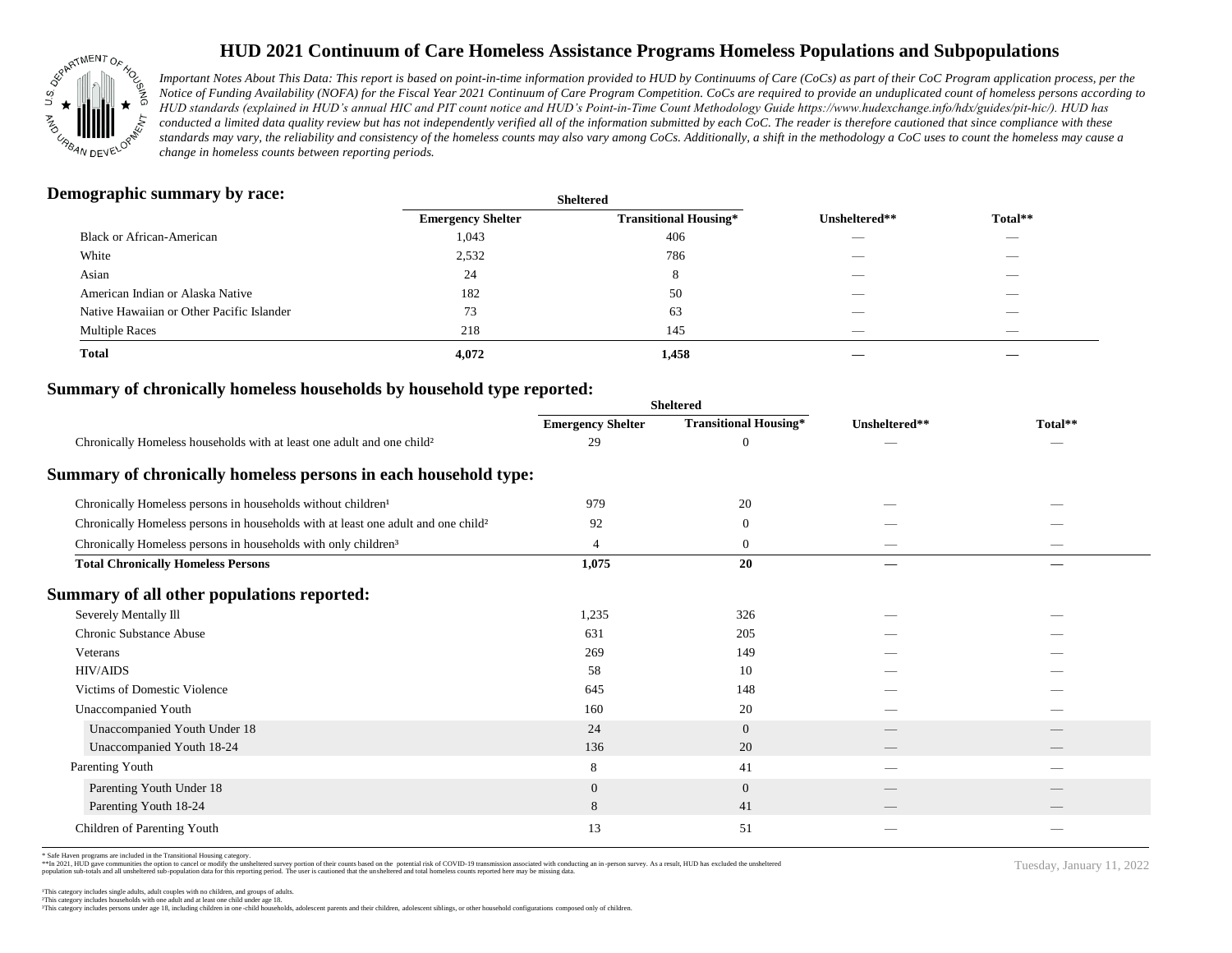# HUD 2021 Continuum of Care Homeless Assistance Programs Homeless Populations and Subpopulations

*Important Notes About This Data: This report is based on point-in-time information provided to HUD by Continuums of Care (CoCs) as part of their CoC Program application process, per the Notice of Funding Availability (NOFA) for the Fiscal Year 2021 Continuum of Care Program Competition. CoCs are required to provide an unduplicated count of homeless persons according to HUD standards (explained in HUD's annual HIC and PIT count notice and HUD's Point-in-Time Count Methodology Guide https://www.hudexchange.info/hdx/guides/pit-hic/). HUD has conducted a limited data quality review but has not independently verified all of the information submitted by each CoC. The reader is therefore cautioned that since compliance with these standards may vary, the reliability and consistency of the homeless counts may also vary among CoCs. Additionally, a shift in the methodology a CoC uses to count the homeless may cause a change in homeless counts between reporting periods.*

## Demographic summary by race:

| | Sheltered | | | |
|---|---|---|---|---|
| | Emergency Shelter | Transitional Housing* | Unsheltered** | Total** |
| Black or African-American | 1,043 | 406 | — | — |
| White | 2,532 | 786 | — | — |
| Asian | 24 | 8 | — | — |
| American Indian or Alaska Native | 182 | 50 | — | — |
| Native Hawaiian or Other Pacific Islander | 73 | 63 | — | — |
| Multiple Races | 218 | 145 | — | — |
| **Total** | **4,072** | **1,458** | **—** | **—** |

## Summary of chronically homeless households by household type reported:

| | Sheltered | | | |
|---|---|---|---|---|
| | Emergency Shelter | Transitional Housing* | Unsheltered** | Total** |
| Chronically Homeless households with at least one adult and one child[2] | 29 | 0 | — | — |

## Summary of chronically homeless persons in each household type:

| | Emergency Shelter | Transitional Housing* | Unsheltered** | Total** |
|---|---|---|---|---|
| Chronically Homeless persons in households without children[1] | 979 | 20 | — | — |
| Chronically Homeless persons in households with at least one adult and one child[2] | 92 | 0 | — | — |
| Chronically Homeless persons in households with only children[3] | 4 | 0 | — | — |
| **Total Chronically Homeless Persons** | **1,075** | **20** | **—** | **—** |

## Summary of all other populations reported:

| | Emergency Shelter | Transitional Housing* | Unsheltered** | Total** |
|---|---|---|---|---|
| Severely Mentally Ill | 1,235 | 326 | — | — |
| Chronic Substance Abuse | 631 | 205 | — | — |
| Veterans | 269 | 149 | — | — |
| HIV/AIDS | 58 | 10 | — | — |
| Victims of Domestic Violence | 645 | 148 | — | — |
| Unaccompanied Youth | 160 | 20 | — | — |
| Unaccompanied Youth Under 18 | 24 | 0 | — | — |
| Unaccompanied Youth 18-24 | 136 | 20 | — | — |
| Parenting Youth | 8 | 41 | — | — |
| Parenting Youth Under 18 | 0 | 0 | — | — |
| Parenting Youth 18-24 | 8 | 41 | — | — |
| Children of Parenting Youth | 13 | 51 | — | — |

\* Safe Haven programs are included in the Transitional Housing category.
**In 2021, HUD gave communities the option to cancel or modify the unsheltered survey portion of their counts based on the potential risk of COVID-19 transmission associated with conducting an in-person survey. As a result, HUD has excluded the unsheltered population sub-totals and all unsheltered sub-population data for this reporting period. The user is cautioned that the unsheltered and total homeless counts reported here may be missing data.

Tuesday, January 11, 2022

[1]This category includes single adults, adult couples with no children, and groups of adults.
[2]This category includes households with one adult and at least one child under age 18.
[3]This category includes persons under age 18, including children in one-child households, adolescent parents and their children, adolescent siblings, or other household configurations composed only of children.